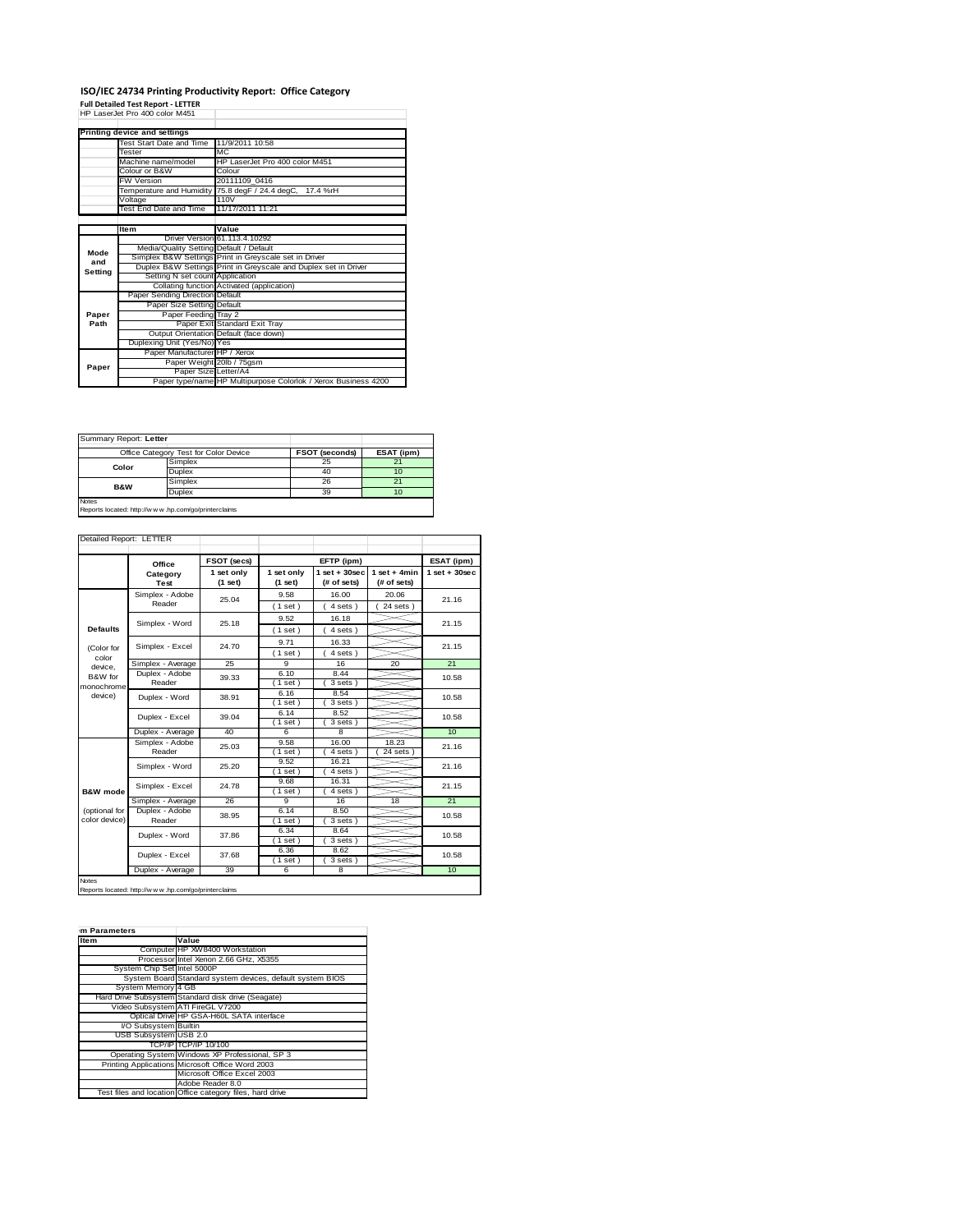# ISO/IEC 24734 Printing Productivity Report: Office Category

**Full Detailed Test Report - LETTER**

HP LaserJet Pro 400 color M451

| Printing device and settings | |
|---|---|
| Test Start Date and Time | 11/9/2011 10:58 |
| Tester | MC |
| Machine name/model | HP LaserJet Pro 400 color M451 |
| Colour or B&W | Colour |
| FW Version | 20111109_0416 |
| Temperature and Humidity | 75.8 degF / 24.4 degC, 17.4 %rH |
| Voltage | 110V |
| Test End Date and Time | 11/17/2011 11:21 |

| | Item | Value |
|---|---|---|
| Mode and Setting | Driver Version | 61.113.4.10292 |
| | Media/Quality Setting | Default / Default |
| | Simplex B&W Settings | Print in Greyscale set in Driver |
| | Duplex B&W Settings | Print in Greyscale and Duplex set in Driver |
| | Setting N set count | Application |
| | Collating function | Activated (application) |
| Paper Path | Paper Sending Direction | Default |
| | Paper Size Setting | Default |
| | Paper Feeding | Tray 2 |
| | Paper Exit | Standard Exit Tray |
| | Output Orientation | Default (face down) |
| | Duplexing Unit (Yes/No) | Yes |
| Paper | Paper Manufacturer | HP / Xerox |
| | Paper Weight | 20lb / 75gsm |
| | Paper Size | Letter/A4 |
| | Paper type/name | HP Multipurpose Colorlok / Xerox Business 4200 |

| Summary Report: **Letter** | | | |
|---|---|---|---|
| Office Category Test for Color Device | | FSOT (seconds) | ESAT (ipm) |
| Color | Simplex | 25 | 21 |
| | Duplex | 40 | 10 |
| B&W | Simplex | 26 | 21 |
| | Duplex | 39 | 10 |

Notes
Reports located: http://www.hp.com/go/printerclaims

Detailed Report: LETTER

| | Office Category Test | FSOT (secs) 1 set only (1 set) | EFTP (ipm) 1 set only (1 set) | EFTP (ipm) 1 set + 30sec (# of sets) | EFTP (ipm) 1 set + 4min (# of sets) | ESAT (ipm) 1 set + 30sec |
|---|---|---|---|---|---|---|
| Defaults (Color for color device, B&W for monochrome device) | Simplex - Adobe Reader | 25.04 | 9.58 (1 set) | 16.00 (4 sets) | 20.06 (24 sets) | 21.16 |
| | Simplex - Word | 25.18 | 9.52 (1 set) | 16.18 (4 sets) | | 21.15 |
| | Simplex - Excel | 24.70 | 9.71 (1 set) | 16.33 (4 sets) | | 21.15 |
| | Simplex - Average | 25 | 9 | 16 | 20 | 21 |
| | Duplex - Adobe Reader | 39.33 | 6.10 (1 set) | 8.44 (3 sets) | | 10.58 |
| | Duplex - Word | 38.91 | 6.16 (1 set) | 8.54 (3 sets) | | 10.58 |
| | Duplex - Excel | 39.04 | 6.14 (1 set) | 8.52 (3 sets) | | 10.58 |
| | Duplex - Average | 40 | 6 | 8 | | 10 |
| B&W mode (optional for color device) | Simplex - Adobe Reader | 25.03 | 9.58 (1 set) | 16.00 (4 sets) | 18.23 (24 sets) | 21.16 |
| | Simplex - Word | 25.20 | 9.52 (1 set) | 16.21 (4 sets) | | 21.16 |
| | Simplex - Excel | 24.78 | 9.68 (1 set) | 16.31 (4 sets) | | 21.15 |
| | Simplex - Average | 26 | 9 | 16 | 18 | 21 |
| | Duplex - Adobe Reader | 38.95 | 6.14 (1 set) | 8.50 (3 sets) | | 10.58 |
| | Duplex - Word | 37.86 | 6.34 (1 set) | 8.64 (3 sets) | | 10.58 |
| | Duplex - Excel | 37.68 | 6.36 (1 set) | 8.62 (3 sets) | | 10.58 |
| | Duplex - Average | 39 | 6 | 8 | | 10 |

Notes
Reports located: http://www.hp.com/go/printerclaims

| m Parameters | |
|---|---|
| Item | Value |
| Computer | HP XW8400 Workstation |
| Processor | Intel Xenon 2.66 GHz, X5355 |
| System Chip Set | Intel 5000P |
| System Board | Standard system devices, default system BIOS |
| System Memory | 4 GB |
| Hard Drive Subsystem | Standard disk drive (Seagate) |
| Video Subsystem | ATI FireGL V7200 |
| Optical Drive | HP GSA-H60L SATA interface |
| I/O Subsystem | Builtin |
| USB Subsystem | USB 2.0 |
| TCP/IP | TCP/IP 10/100 |
| Operating System | Windows XP Professional, SP 3 |
| Printing Applications | Microsoft Office Word 2003 |
| | Microsoft Office Excel 2003 |
| | Adobe Reader 8.0 |
| Test files and location | Office category files, hard drive |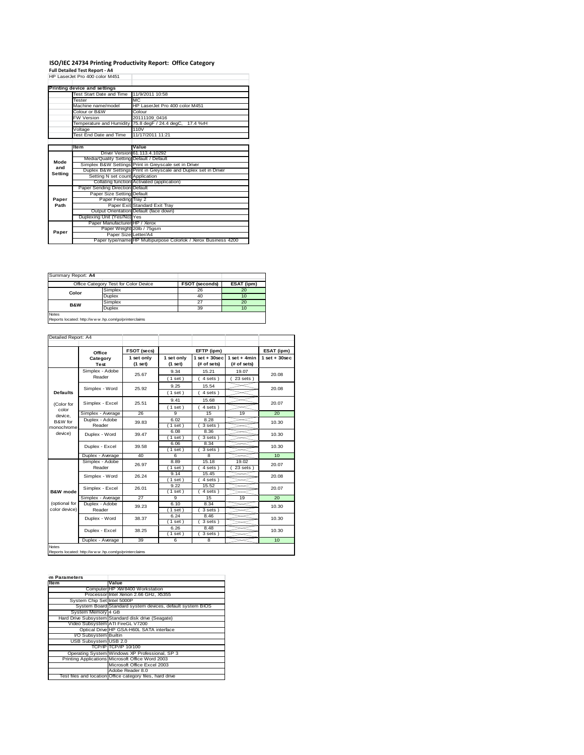# ISO/IEC 24734 Printing Productivity Report: Office Category

**Full Detailed Test Report - A4**

HP LaserJet Pro 400 color M451

| Printing device and settings | |
|---|---|
| Test Start Date and Time | 11/9/2011 10:58 |
| Tester | MC |
| Machine name/model | HP LaserJet Pro 400 color M451 |
| Colour or B&W | Colour |
| FW Version | 20111109_0416 |
| Temperature and Humidity | 75.8 degF / 24.4 degC, 17.4 %rH |
| Voltage | 110V |
| Test End Date and Time | 11/17/2011 11:21 |

| | Item | Value |
|---|---|---|
| Mode and Setting | Driver Version | 61.113.4.10292 |
| | Media/Quality Setting | Default / Default |
| | Simplex B&W Settings | Print in Greyscale set in Driver |
| | Duplex B&W Settings | Print in Greyscale and Duplex set in Driver |
| | Setting N set count | Application |
| | Collating function | Activated (application) |
| Paper Path | Paper Sending Direction | Default |
| | Paper Size Setting | Default |
| | Paper Feeding | Tray 2 |
| | Paper Exit | Standard Exit Tray |
| | Output Orientation | Default (face down) |
| | Duplexing Unit (Yes/No) | Yes |
| Paper | Paper Manufacturer | HP / Xerox |
| | Paper Weight | 20lb / 75gsm |
| | Paper Size | Letter/A4 |
| | Paper type/name | HP Multipurpose Colorlok / Xerox Business 4200 |

Summary Report: **A4**

| Office Category Test for Color Device | | FSOT (seconds) | ESAT (ipm) |
|---|---|---|---|
| Color | Simplex | 26 | 20 |
| | Duplex | 40 | 10 |
| B&W | Simplex | 27 | 20 |
| | Duplex | 39 | 10 |

Notes
Reports located: http://www.hp.com/go/printerclaims

Detailed Report: A4

| | Office Category Test | FSOT (secs) | EFTP (ipm) | | | ESAT (ipm) |
|---|---|---|---|---|---|---|
| | | 1 set only (1 set) | 1 set only (1 set) | 1 set + 30sec (# of sets) | 1 set + 4min (# of sets) | 1 set + 30sec |
| Defaults (Color for color device, B&W for monochrome device) | Simplex - Adobe Reader | 25.67 | 9.34 (1 set) | 15.21 (4 sets) | 19.07 (23 sets) | 20.08 |
| | Simplex - Word | 25.92 | 9.25 (1 set) | 15.54 (4 sets) | | 20.08 |
| | Simplex - Excel | 25.51 | 9.41 (1 set) | 15.68 (4 sets) | | 20.07 |
| | Simplex - Average | 26 | 9 | 15 | 19 | 20 |
| | Duplex - Adobe Reader | 39.83 | 6.02 (1 set) | 8.28 (3 sets) | | 10.30 |
| | Duplex - Word | 39.47 | 6.08 (1 set) | 8.36 (3 sets) | | 10.30 |
| | Duplex - Excel | 39.58 | 6.06 (1 set) | 8.34 (3 sets) | | 10.30 |
| | Duplex - Average | 40 | 6 | 8 | | 10 |
| B&W mode (optional for color device) | Simplex - Adobe Reader | 26.97 | 8.89 (1 set) | 15.18 (4 sets) | 19.02 (23 sets) | 20.07 |
| | Simplex - Word | 26.24 | 9.14 (1 set) | 15.45 (4 sets) | | 20.08 |
| | Simplex - Excel | 26.01 | 9.22 (1 set) | 15.52 (4 sets) | | 20.07 |
| | Simplex - Average | 27 | 9 | 15 | 19 | 20 |
| | Duplex - Adobe Reader | 39.23 | 6.10 (1 set) | 8.34 (3 sets) | | 10.30 |
| | Duplex - Word | 38.37 | 6.24 (1 set) | 8.46 (3 sets) | | 10.30 |
| | Duplex - Excel | 38.25 | 6.26 (1 set) | 8.48 (3 sets) | | 10.30 |
| | Duplex - Average | 39 | 6 | 8 | | 10 |

Notes
Reports located: http://www.hp.com/go/printerclaims

| Item | Value |
|---|---|
| Computer | HP XW8400 Workstation |
| Processor | Intel Xenon 2.66 GHz, X5355 |
| System Chip Set | Intel 5000P |
| System Board | Standard system devices, default system BIOS |
| System Memory | 4 GB |
| Hard Drive Subsystem | Standard disk drive (Seagate) |
| Video Subsystem | ATI FireGL V7200 |
| Optical Drive | HP GSA-H60L SATA interface |
| I/O Subsystem | Builtin |
| USB Subsystem | USB 2.0 |
| TCP/IP | TCP/IP 10/100 |
| Operating System | Windows XP Professional, SP 3 |
| Printing Applications | Microsoft Office Word 2003 |
| | Microsoft Office Excel 2003 |
| | Adobe Reader 8.0 |
| Test files and location | Office category files, hard drive |